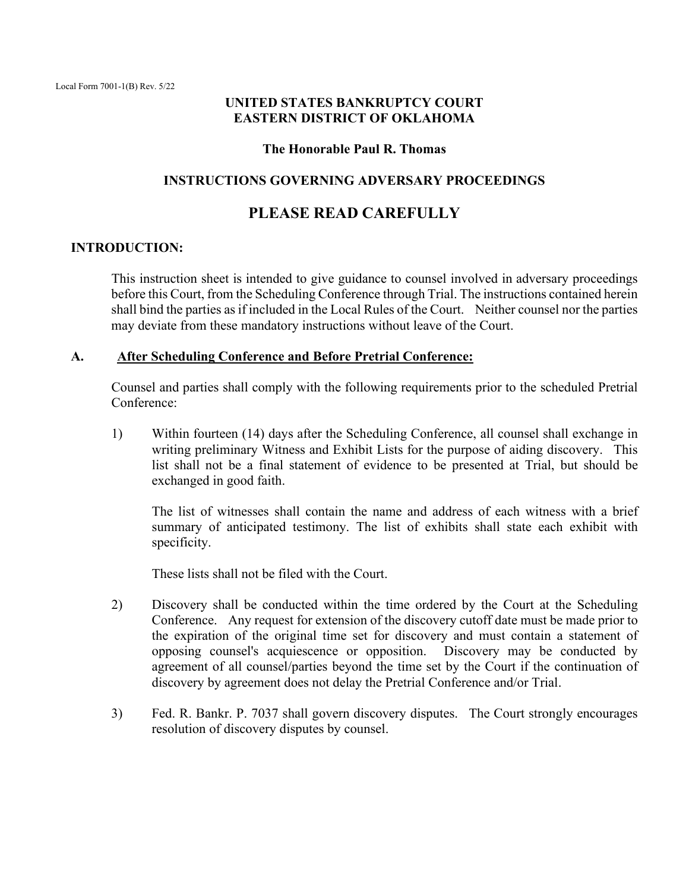Local Form 7001-1(B) Rev. 5/22

**UNITED STATES BANKRUPTCY COURT**
**EASTERN DISTRICT OF OKLAHOMA**

**The Honorable Paul R. Thomas**

**INSTRUCTIONS GOVERNING ADVERSARY PROCEEDINGS**

# PLEASE READ CAREFULLY

**INTRODUCTION:**

This instruction sheet is intended to give guidance to counsel involved in adversary proceedings before this Court, from the Scheduling Conference through Trial. The instructions contained herein shall bind the parties as if included in the Local Rules of the Court. Neither counsel nor the parties may deviate from these mandatory instructions without leave of the Court.

**A. <u>After Scheduling Conference and Before Pretrial Conference:</u>**

Counsel and parties shall comply with the following requirements prior to the scheduled Pretrial Conference:

1) Within fourteen (14) days after the Scheduling Conference, all counsel shall exchange in writing preliminary Witness and Exhibit Lists for the purpose of aiding discovery. This list shall not be a final statement of evidence to be presented at Trial, but should be exchanged in good faith.

   The list of witnesses shall contain the name and address of each witness with a brief summary of anticipated testimony. The list of exhibits shall state each exhibit with specificity.

   These lists shall not be filed with the Court.

2) Discovery shall be conducted within the time ordered by the Court at the Scheduling Conference. Any request for extension of the discovery cutoff date must be made prior to the expiration of the original time set for discovery and must contain a statement of opposing counsel's acquiescence or opposition. Discovery may be conducted by agreement of all counsel/parties beyond the time set by the Court if the continuation of discovery by agreement does not delay the Pretrial Conference and/or Trial.

3) Fed. R. Bankr. P. 7037 shall govern discovery disputes. The Court strongly encourages resolution of discovery disputes by counsel.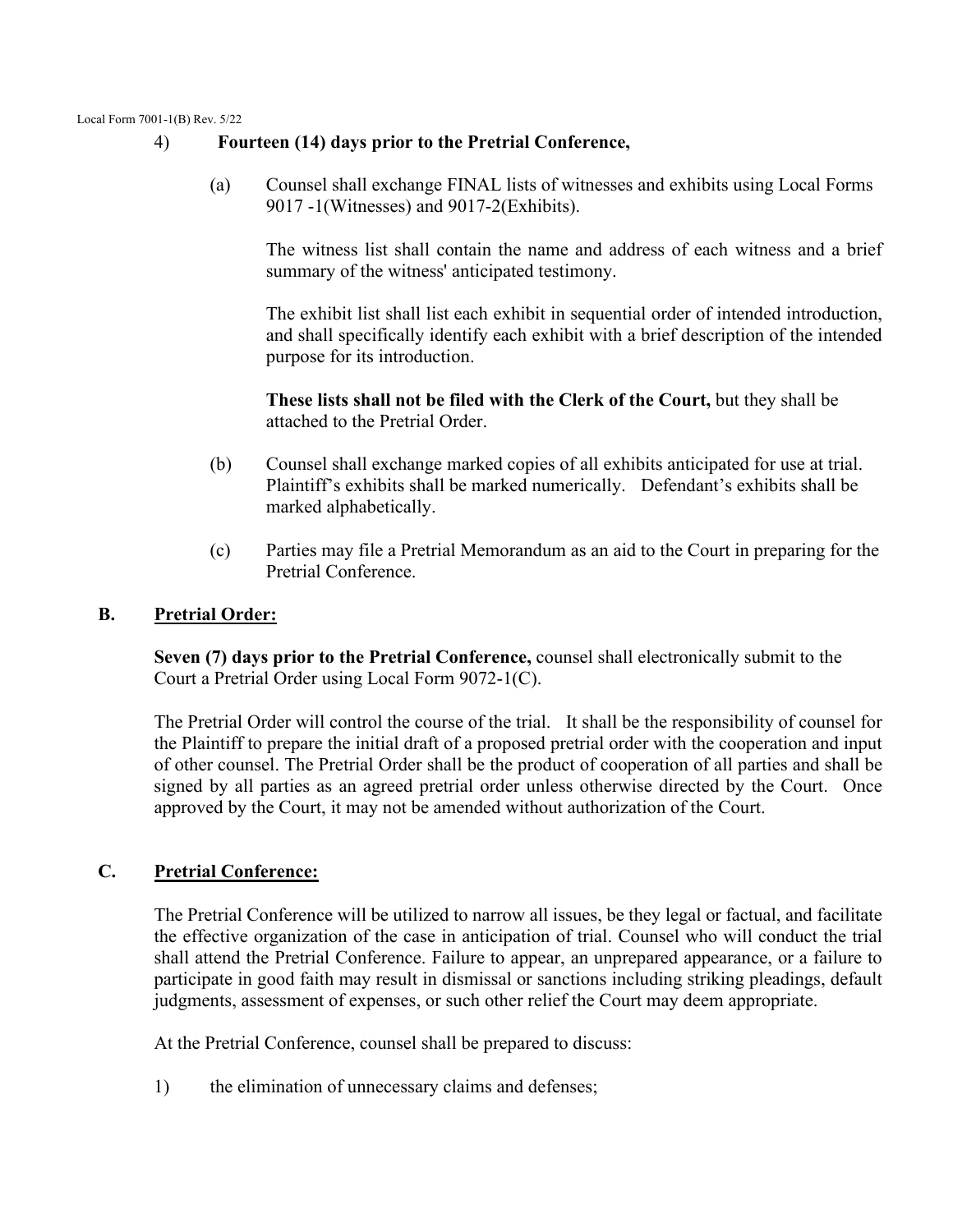4) **Fourteen (14) days prior to the Pretrial Conference,**

(a) Counsel shall exchange FINAL lists of witnesses and exhibits using Local Forms 9017 -1(Witnesses) and 9017-2(Exhibits).

The witness list shall contain the name and address of each witness and a brief summary of the witness' anticipated testimony.

The exhibit list shall list each exhibit in sequential order of intended introduction, and shall specifically identify each exhibit with a brief description of the intended purpose for its introduction.

**These lists shall not be filed with the Clerk of the Court,** but they shall be attached to the Pretrial Order.

(b) Counsel shall exchange marked copies of all exhibits anticipated for use at trial. Plaintiff's exhibits shall be marked numerically. Defendant's exhibits shall be marked alphabetically.

(c) Parties may file a Pretrial Memorandum as an aid to the Court in preparing for the Pretrial Conference.

## B. Pretrial Order:

**Seven (7) days prior to the Pretrial Conference,** counsel shall electronically submit to the Court a Pretrial Order using Local Form 9072-1(C).

The Pretrial Order will control the course of the trial. It shall be the responsibility of counsel for the Plaintiff to prepare the initial draft of a proposed pretrial order with the cooperation and input of other counsel. The Pretrial Order shall be the product of cooperation of all parties and shall be signed by all parties as an agreed pretrial order unless otherwise directed by the Court. Once approved by the Court, it may not be amended without authorization of the Court.

## C. Pretrial Conference:

The Pretrial Conference will be utilized to narrow all issues, be they legal or factual, and facilitate the effective organization of the case in anticipation of trial. Counsel who will conduct the trial shall attend the Pretrial Conference. Failure to appear, an unprepared appearance, or a failure to participate in good faith may result in dismissal or sanctions including striking pleadings, default judgments, assessment of expenses, or such other relief the Court may deem appropriate.

At the Pretrial Conference, counsel shall be prepared to discuss:

1) the elimination of unnecessary claims and defenses;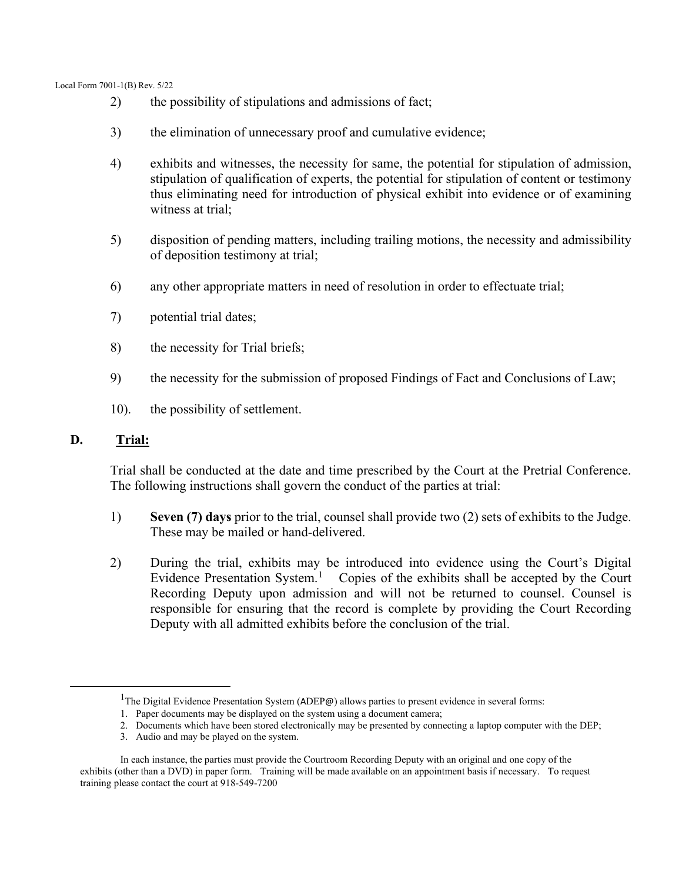2) the possibility of stipulations and admissions of fact;

3) the elimination of unnecessary proof and cumulative evidence;

4) exhibits and witnesses, the necessity for same, the potential for stipulation of admission, stipulation of qualification of experts, the potential for stipulation of content or testimony thus eliminating need for introduction of physical exhibit into evidence or of examining witness at trial;

5) disposition of pending matters, including trailing motions, the necessity and admissibility of deposition testimony at trial;

6) any other appropriate matters in need of resolution in order to effectuate trial;

7) potential trial dates;

8) the necessity for Trial briefs;

9) the necessity for the submission of proposed Findings of Fact and Conclusions of Law;

10). the possibility of settlement.

## D. Trial:

Trial shall be conducted at the date and time prescribed by the Court at the Pretrial Conference. The following instructions shall govern the conduct of the parties at trial:

1) **Seven (7) days** prior to the trial, counsel shall provide two (2) sets of exhibits to the Judge. These may be mailed or hand-delivered.

2) During the trial, exhibits may be introduced into evidence using the Court's Digital Evidence Presentation System.[1] Copies of the exhibits shall be accepted by the Court Recording Deputy upon admission and will not be returned to counsel. Counsel is responsible for ensuring that the record is complete by providing the Court Recording Deputy with all admitted exhibits before the conclusion of the trial.

---

[1] The Digital Evidence Presentation System (ADEP@) allows parties to present evidence in several forms:

1. Paper documents may be displayed on the system using a document camera;
2. Documents which have been stored electronically may be presented by connecting a laptop computer with the DEP;
3. Audio and may be played on the system.

In each instance, the parties must provide the Courtroom Recording Deputy with an original and one copy of the exhibits (other than a DVD) in paper form. Training will be made available on an appointment basis if necessary. To request training please contact the court at 918-549-7200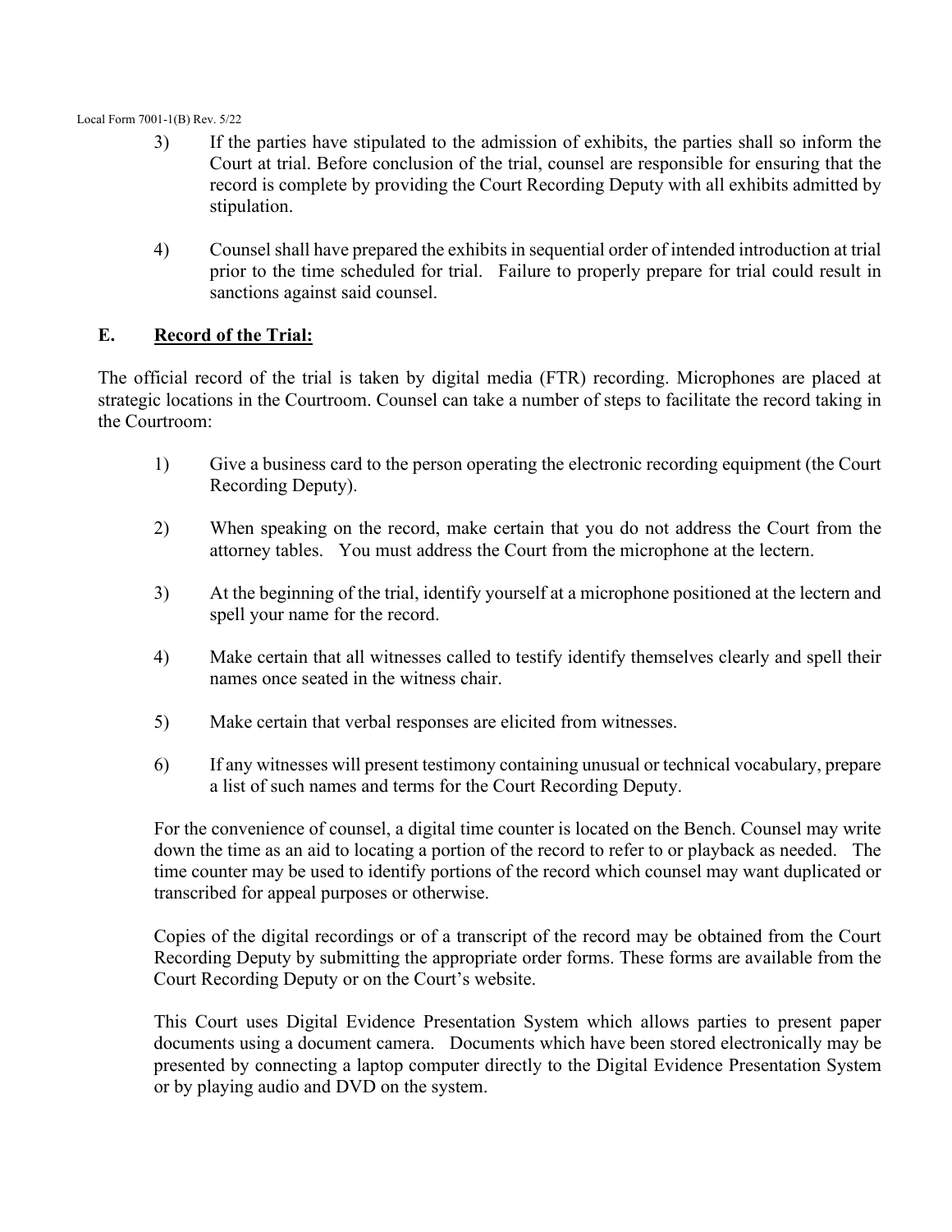3) If the parties have stipulated to the admission of exhibits, the parties shall so inform the Court at trial. Before conclusion of the trial, counsel are responsible for ensuring that the record is complete by providing the Court Recording Deputy with all exhibits admitted by stipulation.

4) Counsel shall have prepared the exhibits in sequential order of intended introduction at trial prior to the time scheduled for trial. Failure to properly prepare for trial could result in sanctions against said counsel.

### E. <u>Record of the Trial:</u>

The official record of the trial is taken by digital media (FTR) recording. Microphones are placed at strategic locations in the Courtroom. Counsel can take a number of steps to facilitate the record taking in the Courtroom:

1) Give a business card to the person operating the electronic recording equipment (the Court Recording Deputy).

2) When speaking on the record, make certain that you do not address the Court from the attorney tables. You must address the Court from the microphone at the lectern.

3) At the beginning of the trial, identify yourself at a microphone positioned at the lectern and spell your name for the record.

4) Make certain that all witnesses called to testify identify themselves clearly and spell their names once seated in the witness chair.

5) Make certain that verbal responses are elicited from witnesses.

6) If any witnesses will present testimony containing unusual or technical vocabulary, prepare a list of such names and terms for the Court Recording Deputy.

For the convenience of counsel, a digital time counter is located on the Bench. Counsel may write down the time as an aid to locating a portion of the record to refer to or playback as needed. The time counter may be used to identify portions of the record which counsel may want duplicated or transcribed for appeal purposes or otherwise.

Copies of the digital recordings or of a transcript of the record may be obtained from the Court Recording Deputy by submitting the appropriate order forms. These forms are available from the Court Recording Deputy or on the Court's website.

This Court uses Digital Evidence Presentation System which allows parties to present paper documents using a document camera. Documents which have been stored electronically may be presented by connecting a laptop computer directly to the Digital Evidence Presentation System or by playing audio and DVD on the system.